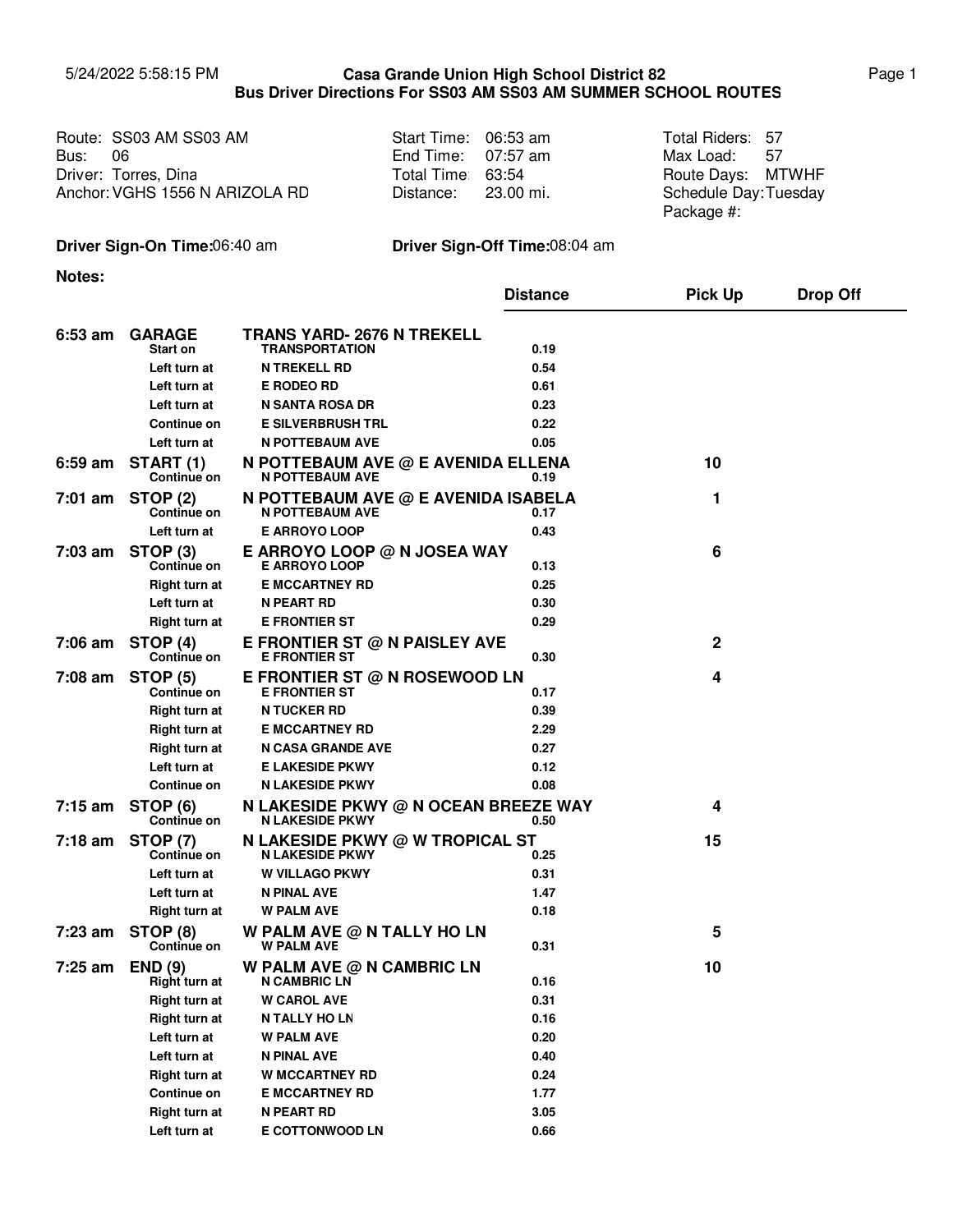5/24/2022 5:58:15 PM

# Casa Grande Union High School District 82
## Bus Driver Directions For SS03 AM SS03 AM SUMMER SCHOOL ROUTES

| | | |
|---|---|---|
| Route: SS03 AM SS03 AM | Start Time: 06:53 am | Total Riders: 57 |
| Bus: 06 | End Time: 07:57 am | Max Load: 57 |
| Driver: Torres, Dina | Total Time: 63:54 | Route Days: MTWHF |
| Anchor: VGHS 1556 N ARIZOLA RD | Distance: 23.00 mi. | Schedule Day: Tuesday |
| | | Package #: |

**Driver Sign-On Time:** 06:40 am **Driver Sign-Off Time:** 08:04 am

**Notes:**

| Time | Stop | Location | Distance | Pick Up | Drop Off |
|---|---|---|---|---|---|
| 6:53 am | **GARAGE** | **TRANS YARD- 2676 N TREKELL** | | | |
| | Start on | TRANSPORTATION | 0.19 | | |
| | Left turn at | N TREKELL RD | 0.54 | | |
| | Left turn at | E RODEO RD | 0.61 | | |
| | Left turn at | N SANTA ROSA DR | 0.23 | | |
| | Continue on | E SILVERBRUSH TRL | 0.22 | | |
| | Left turn at | N POTTEBAUM AVE | 0.05 | | |
| 6:59 am | **START (1)** | **N POTTEBAUM AVE @ E AVENIDA ELLENA** | | 10 | |
| | Continue on | N POTTEBAUM AVE | 0.19 | | |
| 7:01 am | **STOP (2)** | **N POTTEBAUM AVE @ E AVENIDA ISABELA** | | 1 | |
| | Continue on | N POTTEBAUM AVE | 0.17 | | |
| | Left turn at | E ARROYO LOOP | 0.43 | | |
| 7:03 am | **STOP (3)** | **E ARROYO LOOP @ N JOSEA WAY** | | 6 | |
| | Continue on | E ARROYO LOOP | 0.13 | | |
| | Right turn at | E MCCARTNEY RD | 0.25 | | |
| | Left turn at | N PEART RD | 0.30 | | |
| | Right turn at | E FRONTIER ST | 0.29 | | |
| 7:06 am | **STOP (4)** | **E FRONTIER ST @ N PAISLEY AVE** | | 2 | |
| | Continue on | E FRONTIER ST | 0.30 | | |
| 7:08 am | **STOP (5)** | **E FRONTIER ST @ N ROSEWOOD LN** | | 4 | |
| | Continue on | E FRONTIER ST | 0.17 | | |
| | Right turn at | N TUCKER RD | 0.39 | | |
| | Right turn at | E MCCARTNEY RD | 2.29 | | |
| | Right turn at | N CASA GRANDE AVE | 0.27 | | |
| | Left turn at | E LAKESIDE PKWY | 0.12 | | |
| | Continue on | N LAKESIDE PKWY | 0.08 | | |
| 7:15 am | **STOP (6)** | **N LAKESIDE PKWY @ N OCEAN BREEZE WAY** | | 4 | |
| | Continue on | N LAKESIDE PKWY | 0.50 | | |
| 7:18 am | **STOP (7)** | **N LAKESIDE PKWY @ W TROPICAL ST** | | 15 | |
| | Continue on | N LAKESIDE PKWY | 0.25 | | |
| | Left turn at | W VILLAGO PKWY | 0.31 | | |
| | Left turn at | N PINAL AVE | 1.47 | | |
| | Right turn at | W PALM AVE | 0.18 | | |
| 7:23 am | **STOP (8)** | **W PALM AVE @ N TALLY HO LN** | | 5 | |
| | Continue on | W PALM AVE | 0.31 | | |
| 7:25 am | **END (9)** | **W PALM AVE @ N CAMBRIC LN** | | 10 | |
| | Right turn at | N CAMBRIC LN | 0.16 | | |
| | Right turn at | W CAROL AVE | 0.31 | | |
| | Right turn at | N TALLY HO LN | 0.16 | | |
| | Left turn at | W PALM AVE | 0.20 | | |
| | Left turn at | N PINAL AVE | 0.40 | | |
| | Right turn at | W MCCARTNEY RD | 0.24 | | |
| | Continue on | E MCCARTNEY RD | 1.77 | | |
| | Right turn at | N PEART RD | 3.05 | | |
| | Left turn at | E COTTONWOOD LN | 0.66 | | |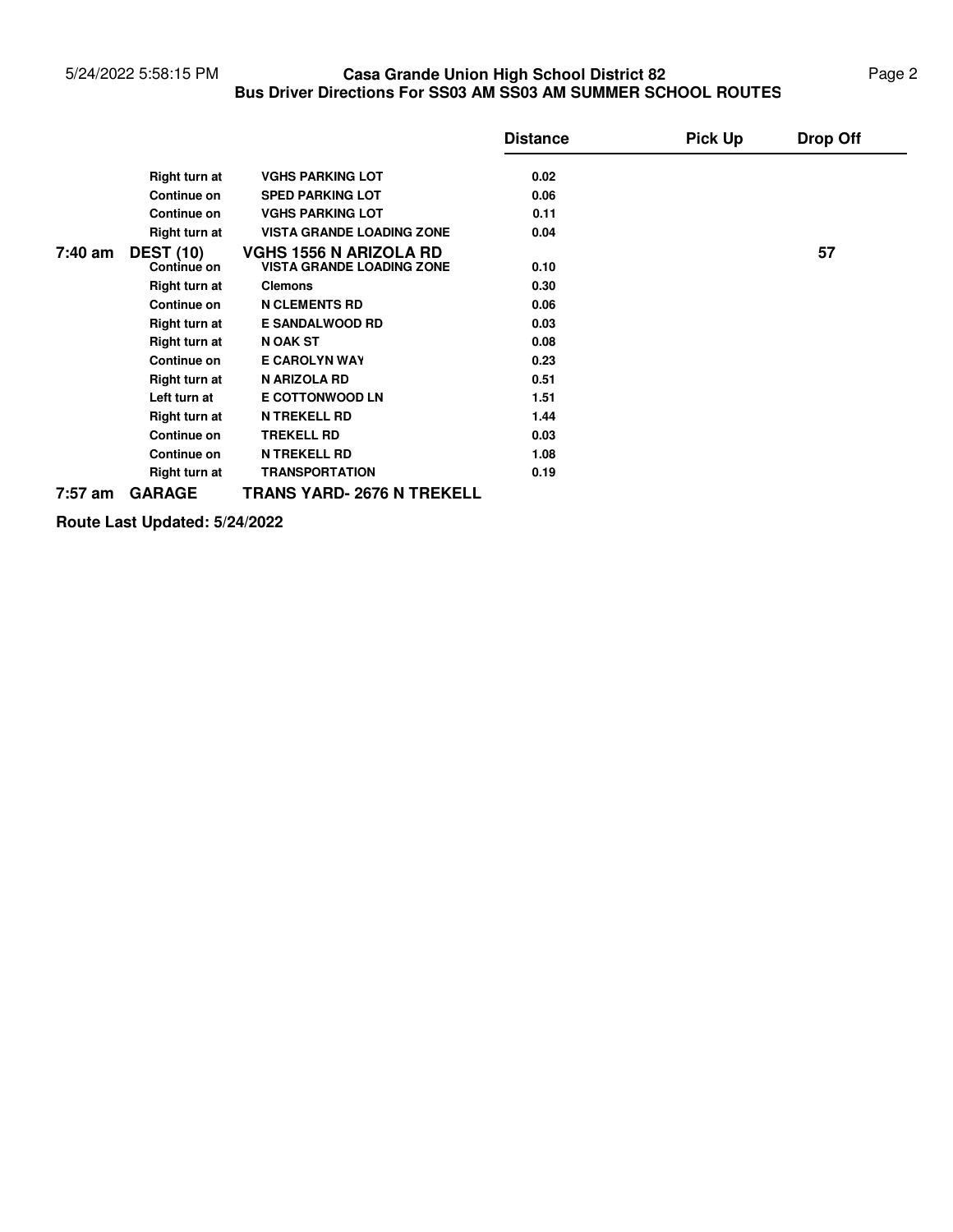| | | | Distance | Pick Up | Drop Off |
|---|---|---|---|---|---|
| | Right turn at | VGHS PARKING LOT | 0.02 | | |
| | Continue on | SPED PARKING LOT | 0.06 | | |
| | Continue on | VGHS PARKING LOT | 0.11 | | |
| | Right turn at | VISTA GRANDE LOADING ZONE | 0.04 | | |
| **7:40 am** | **DEST (10)** | **VGHS 1556 N ARIZOLA RD** | | | **57** |
| | Continue on | VISTA GRANDE LOADING ZONE | 0.10 | | |
| | Right turn at | Clemons | 0.30 | | |
| | Continue on | N CLEMENTS RD | 0.06 | | |
| | Right turn at | E SANDALWOOD RD | 0.03 | | |
| | Right turn at | N OAK ST | 0.08 | | |
| | Continue on | E CAROLYN WAY | 0.23 | | |
| | Right turn at | N ARIZOLA RD | 0.51 | | |
| | Left turn at | E COTTONWOOD LN | 1.51 | | |
| | Right turn at | N TREKELL RD | 1.44 | | |
| | Continue on | TREKELL RD | 0.03 | | |
| | Continue on | N TREKELL RD | 1.08 | | |
| | Right turn at | TRANSPORTATION | 0.19 | | |
| **7:57 am** | **GARAGE** | **TRANS YARD- 2676 N TREKELL** | | | |

**Route Last Updated: 5/24/2022**